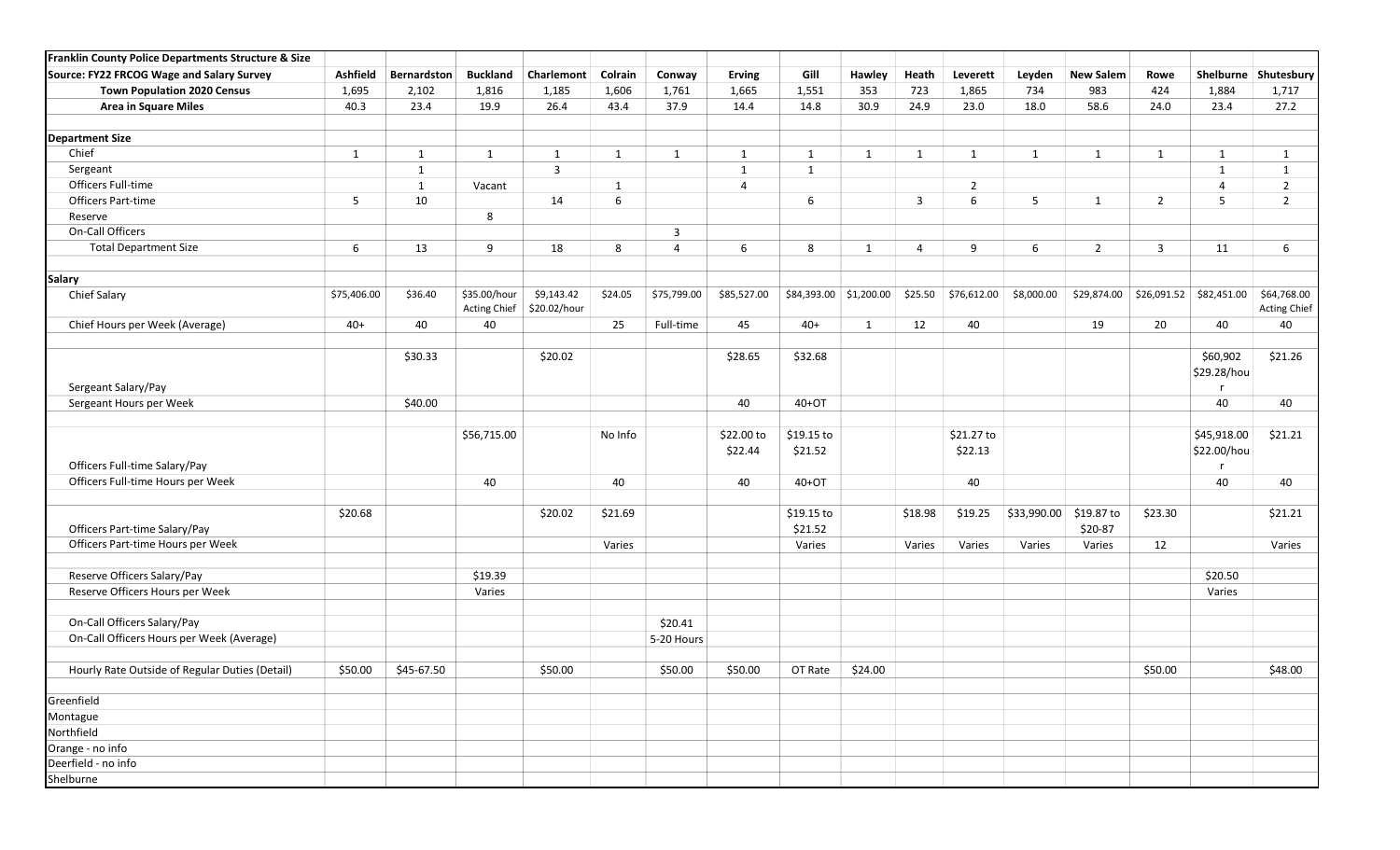| Franklin County Police Departments Structure & Size | | | | | | | | | | | | | | | | |
|---|---|---|---|---|---|---|---|---|---|---|---|---|---|---|---|---|
| **Source: FY22 FRCOG Wage and Salary Survey** | **Ashfield** | **Bernardston** | **Buckland** | **Charlemont** | **Colrain** | **Conway** | **Erving** | **Gill** | **Hawley** | **Heath** | **Leverett** | **Leyden** | **New Salem** | **Rowe** | **Shelburne** | **Shutesbury** |
| **Town Population 2020 Census** | 1,695 | 2,102 | 1,816 | 1,185 | 1,606 | 1,761 | 1,665 | 1,551 | 353 | 723 | 1,865 | 734 | 983 | 424 | 1,884 | 1,717 |
| **Area in Square Miles** | 40.3 | 23.4 | 19.9 | 26.4 | 43.4 | 37.9 | 14.4 | 14.8 | 30.9 | 24.9 | 23.0 | 18.0 | 58.6 | 24.0 | 23.4 | 27.2 |
| | | | | | | | | | | | | | | | | |
| **Department Size** | | | | | | | | | | | | | | | | |
| Chief | 1 | 1 | 1 | 1 | 1 | 1 | 1 | 1 | 1 | 1 | 1 | 1 | 1 | 1 | 1 | 1 |
| Sergeant | | 1 | | 3 | | | 1 | 1 | | | | | | | 1 | 1 |
| Officers Full-time | | 1 | Vacant | | 1 | | 4 | | | | 2 | | | | 4 | 2 |
| Officers Part-time | 5 | 10 | | 14 | 6 | | | 6 | | 3 | 6 | 5 | 1 | 2 | 5 | 2 |
| Reserve | | | 8 | | | | | | | | | | | | | |
| On-Call Officers | | | | | | 3 | | | | | | | | | | |
| Total Department Size | 6 | 13 | 9 | 18 | 8 | 4 | 6 | 8 | 1 | 4 | 9 | 6 | 2 | 3 | 11 | 6 |
| | | | | | | | | | | | | | | | | |
| **Salary** | | | | | | | | | | | | | | | | |
| Chief Salary | $75,406.00 | $36.40 | $35.00/hour Acting Chief | $9,143.42 $20.02/hour | $24.05 | $75,799.00 | $85,527.00 | $84,393.00 | $1,200.00 | $25.50 | $76,612.00 | $8,000.00 | $29,874.00 | $26,091.52 | $82,451.00 | $64,768.00 Acting Chief |
| Chief Hours per Week (Average) | 40+ | 40 | 40 | | 25 | Full-time | 45 | 40+ | 1 | 12 | 40 | | 19 | 20 | 40 | 40 |
| | | | | | | | | | | | | | | | | |
| Sergeant Salary/Pay | | $30.33 | | $20.02 | | | $28.65 | $32.68 | | | | | | | $60,902 $29.28/hour | $21.26 |
| Sergeant Hours per Week | | $40.00 | | | | | 40 | 40+OT | | | | | | | 40 | 40 |
| | | | | | | | | | | | | | | | | |
| Officers Full-time Salary/Pay | | | $56,715.00 | | No Info | | $22.00 to $22.44 | $19.15 to $21.52 | | | $21.27 to $22.13 | | | | $45,918.00 $22.00/hour | $21.21 |
| Officers Full-time Hours per Week | | | 40 | | 40 | | 40 | 40+OT | | | 40 | | | | 40 | 40 |
| | | | | | | | | | | | | | | | | |
| Officers Part-time Salary/Pay | $20.68 | | | $20.02 | $21.69 | | | $19.15 to $21.52 | | $18.98 | $19.25 | $33,990.00 | $19.87 to $20-87 | $23.30 | | $21.21 |
| Officers Part-time Hours per Week | | | | | Varies | | | Varies | | Varies | Varies | Varies | Varies | 12 | | Varies |
| | | | | | | | | | | | | | | | | |
| Reserve Officers Salary/Pay | | | $19.39 | | | | | | | | | | | | $20.50 | |
| Reserve Officers Hours per Week | | | Varies | | | | | | | | | | | | Varies | |
| | | | | | | | | | | | | | | | | |
| On-Call Officers Salary/Pay | | | | | | $20.41 | | | | | | | | | | |
| On-Call Officers Hours per Week (Average) | | | | | | 5-20 Hours | | | | | | | | | | |
| | | | | | | | | | | | | | | | | |
| Hourly Rate Outside of Regular Duties (Detail) | $50.00 | $45-67.50 | | $50.00 | | $50.00 | $50.00 | OT Rate | $24.00 | | | | | $50.00 | | $48.00 |
| | | | | | | | | | | | | | | | | |
| Greenfield | | | | | | | | | | | | | | | | |
| Montague | | | | | | | | | | | | | | | | |
| Northfield | | | | | | | | | | | | | | | | |
| Orange - no info | | | | | | | | | | | | | | | | |
| Deerfield - no info | | | | | | | | | | | | | | | | |
| Shelburne | | | | | | | | | | | | | | | | |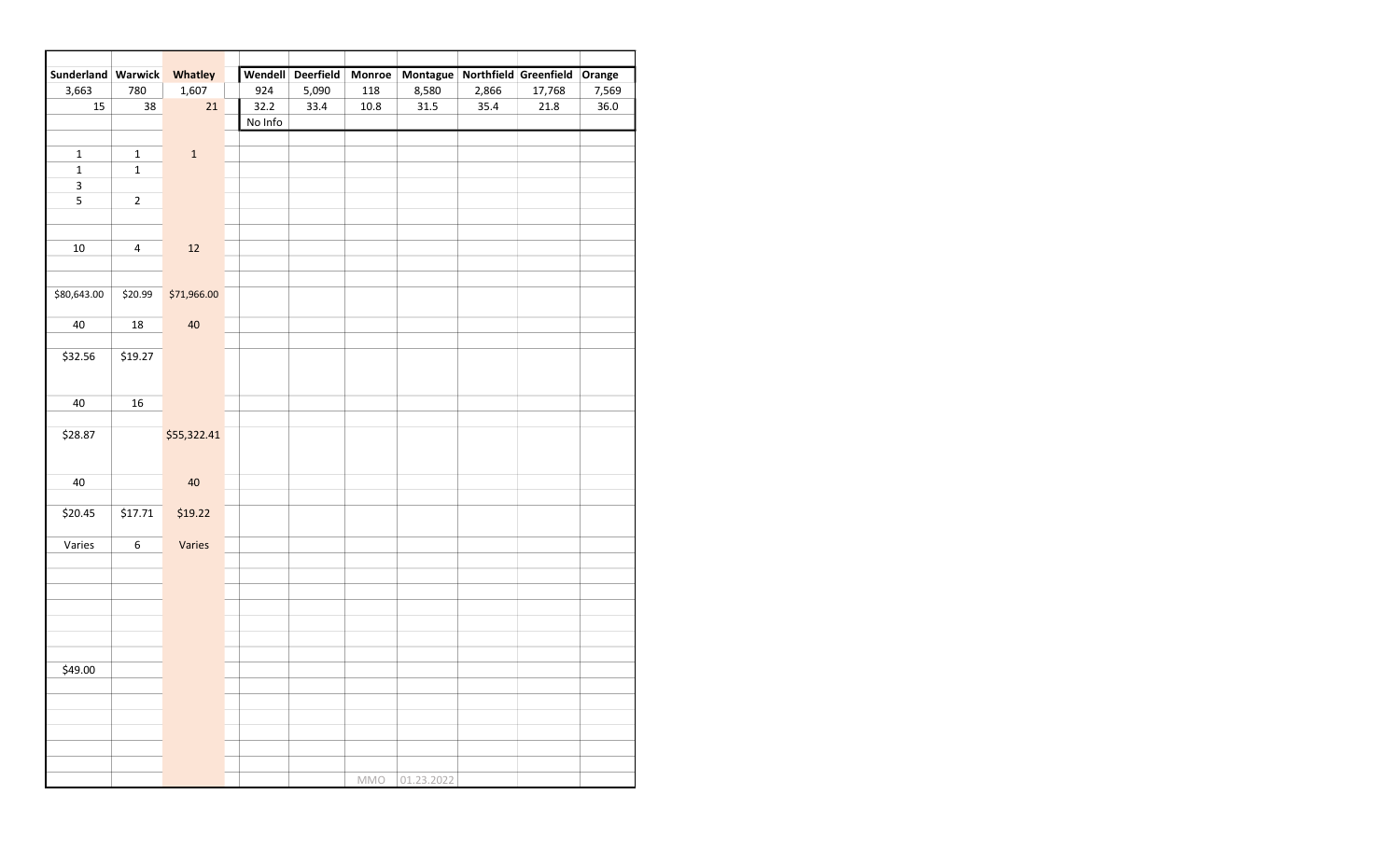| Sunderland | Warwick | Whatley | Wendell | Deerfield | Monroe | Montague | Northfield | Greenfield | Orange |
|---|---|---|---|---|---|---|---|---|---|
| 3,663 | 780 | 1,607 | 924 | 5,090 | 118 | 8,580 | 2,866 | 17,768 | 7,569 |
| 15 | 38 | 21 | 32.2 | 33.4 | 10.8 | 31.5 | 35.4 | 21.8 | 36.0 |
| | | | No Info | | | | | | |
| 1 | 1 | 1 | | | | | | | |
| 1 | 1 | | | | | | | | |
| 3 | | | | | | | | | |
| 5 | 2 | | | | | | | | |
| 10 | 4 | 12 | | | | | | | |
| $80,643.00 | $20.99 | $71,966.00 | | | | | | | |
| 40 | 18 | 40 | | | | | | | |
| $32.56 | $19.27 | | | | | | | | |
| 40 | 16 | | | | | | | | |
| $28.87 | | $55,322.41 | | | | | | | |
| 40 | | 40 | | | | | | | |
| $20.45 | $17.71 | $19.22 | | | | | | | |
| Varies | 6 | Varies | | | | | | | |
| $49.00 | | | | | | | | | |
| | | | | | MMO | 01.23.2022 | | | |